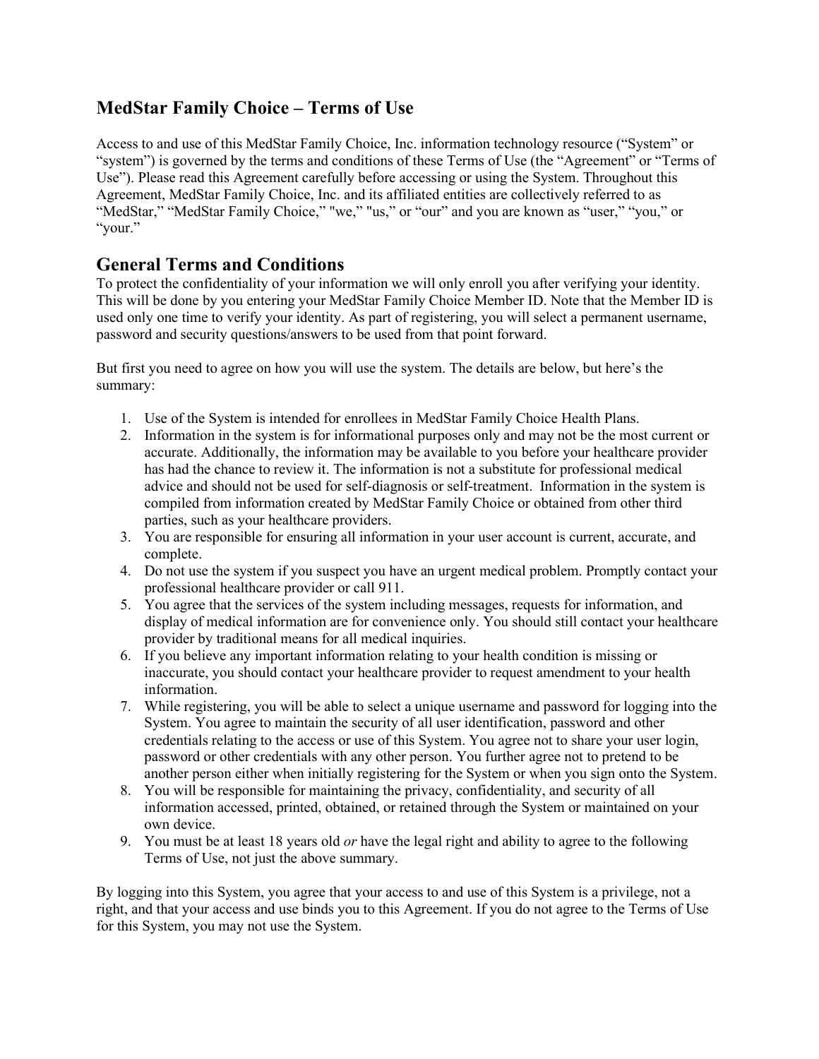# MedStar Family Choice – Terms of Use

Access to and use of this MedStar Family Choice, Inc. information technology resource ("System" or "system") is governed by the terms and conditions of these Terms of Use (the "Agreement" or "Terms of Use"). Please read this Agreement carefully before accessing or using the System. Throughout this Agreement, MedStar Family Choice, Inc. and its affiliated entities are collectively referred to as "MedStar," "MedStar Family Choice," "we," "us," or "our" and you are known as "user," "you," or "your."

## General Terms and Conditions

To protect the confidentiality of your information we will only enroll you after verifying your identity. This will be done by you entering your MedStar Family Choice Member ID. Note that the Member ID is used only one time to verify your identity. As part of registering, you will select a permanent username, password and security questions/answers to be used from that point forward.

But first you need to agree on how you will use the system. The details are below, but here's the summary:

1. Use of the System is intended for enrollees in MedStar Family Choice Health Plans.
2. Information in the system is for informational purposes only and may not be the most current or accurate. Additionally, the information may be available to you before your healthcare provider has had the chance to review it. The information is not a substitute for professional medical advice and should not be used for self-diagnosis or self-treatment. Information in the system is compiled from information created by MedStar Family Choice or obtained from other third parties, such as your healthcare providers.
3. You are responsible for ensuring all information in your user account is current, accurate, and complete.
4. Do not use the system if you suspect you have an urgent medical problem. Promptly contact your professional healthcare provider or call 911.
5. You agree that the services of the system including messages, requests for information, and display of medical information are for convenience only. You should still contact your healthcare provider by traditional means for all medical inquiries.
6. If you believe any important information relating to your health condition is missing or inaccurate, you should contact your healthcare provider to request amendment to your health information.
7. While registering, you will be able to select a unique username and password for logging into the System. You agree to maintain the security of all user identification, password and other credentials relating to the access or use of this System. You agree not to share your user login, password or other credentials with any other person. You further agree not to pretend to be another person either when initially registering for the System or when you sign onto the System.
8. You will be responsible for maintaining the privacy, confidentiality, and security of all information accessed, printed, obtained, or retained through the System or maintained on your own device.
9. You must be at least 18 years old *or* have the legal right and ability to agree to the following Terms of Use, not just the above summary.

By logging into this System, you agree that your access to and use of this System is a privilege, not a right, and that your access and use binds you to this Agreement. If you do not agree to the Terms of Use for this System, you may not use the System.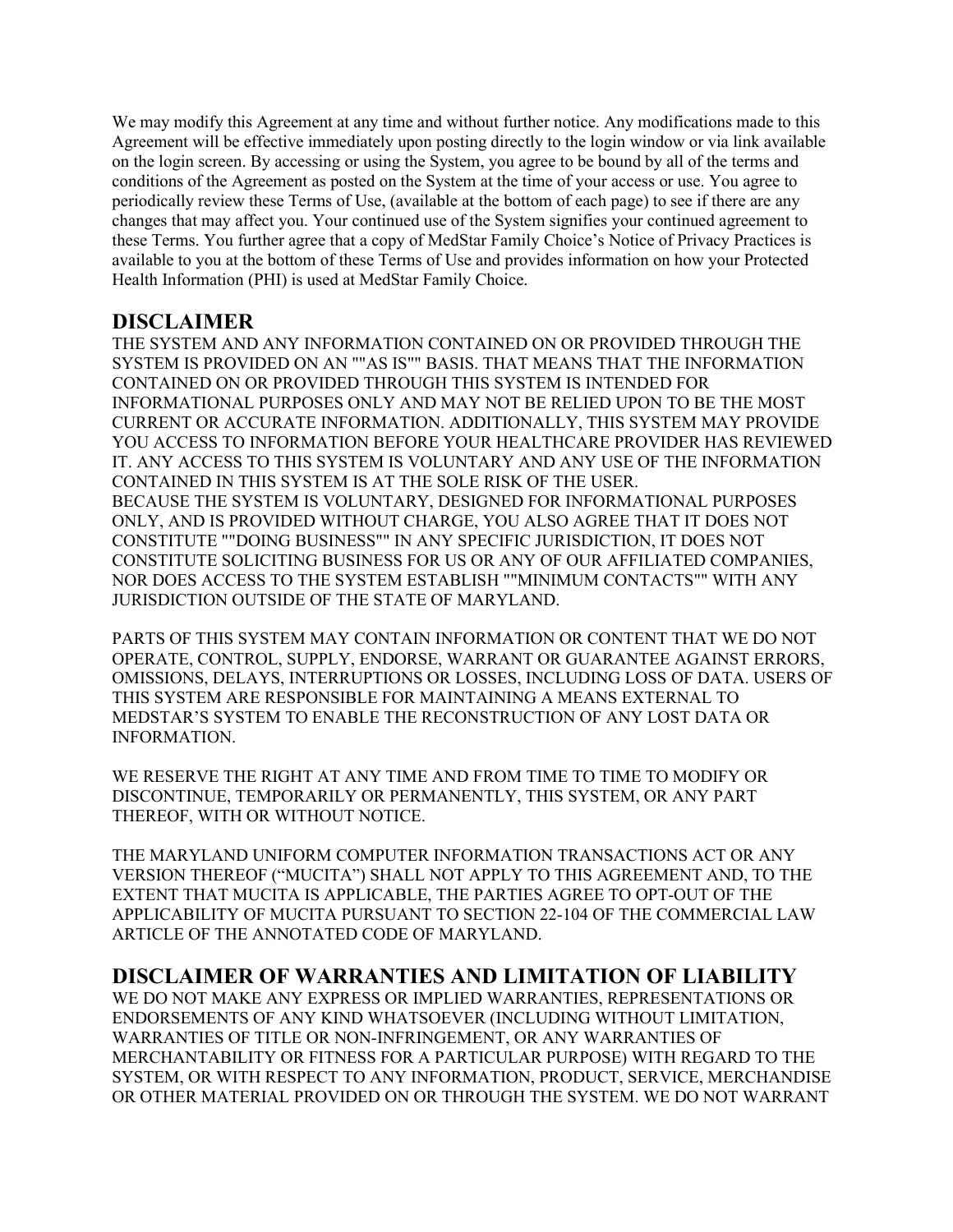We may modify this Agreement at any time and without further notice. Any modifications made to this Agreement will be effective immediately upon posting directly to the login window or via link available on the login screen. By accessing or using the System, you agree to be bound by all of the terms and conditions of the Agreement as posted on the System at the time of your access or use. You agree to periodically review these Terms of Use, (available at the bottom of each page) to see if there are any changes that may affect you. Your continued use of the System signifies your continued agreement to these Terms. You further agree that a copy of MedStar Family Choice's Notice of Privacy Practices is available to you at the bottom of these Terms of Use and provides information on how your Protected Health Information (PHI) is used at MedStar Family Choice.

## DISCLAIMER

THE SYSTEM AND ANY INFORMATION CONTAINED ON OR PROVIDED THROUGH THE SYSTEM IS PROVIDED ON AN ""AS IS"" BASIS. THAT MEANS THAT THE INFORMATION CONTAINED ON OR PROVIDED THROUGH THIS SYSTEM IS INTENDED FOR INFORMATIONAL PURPOSES ONLY AND MAY NOT BE RELIED UPON TO BE THE MOST CURRENT OR ACCURATE INFORMATION. ADDITIONALLY, THIS SYSTEM MAY PROVIDE YOU ACCESS TO INFORMATION BEFORE YOUR HEALTHCARE PROVIDER HAS REVIEWED IT. ANY ACCESS TO THIS SYSTEM IS VOLUNTARY AND ANY USE OF THE INFORMATION CONTAINED IN THIS SYSTEM IS AT THE SOLE RISK OF THE USER.
BECAUSE THE SYSTEM IS VOLUNTARY, DESIGNED FOR INFORMATIONAL PURPOSES ONLY, AND IS PROVIDED WITHOUT CHARGE, YOU ALSO AGREE THAT IT DOES NOT CONSTITUTE ""DOING BUSINESS"" IN ANY SPECIFIC JURISDICTION, IT DOES NOT CONSTITUTE SOLICITING BUSINESS FOR US OR ANY OF OUR AFFILIATED COMPANIES, NOR DOES ACCESS TO THE SYSTEM ESTABLISH ""MINIMUM CONTACTS"" WITH ANY JURISDICTION OUTSIDE OF THE STATE OF MARYLAND.

PARTS OF THIS SYSTEM MAY CONTAIN INFORMATION OR CONTENT THAT WE DO NOT OPERATE, CONTROL, SUPPLY, ENDORSE, WARRANT OR GUARANTEE AGAINST ERRORS, OMISSIONS, DELAYS, INTERRUPTIONS OR LOSSES, INCLUDING LOSS OF DATA. USERS OF THIS SYSTEM ARE RESPONSIBLE FOR MAINTAINING A MEANS EXTERNAL TO MEDSTAR'S SYSTEM TO ENABLE THE RECONSTRUCTION OF ANY LOST DATA OR INFORMATION.

WE RESERVE THE RIGHT AT ANY TIME AND FROM TIME TO TIME TO MODIFY OR DISCONTINUE, TEMPORARILY OR PERMANENTLY, THIS SYSTEM, OR ANY PART THEREOF, WITH OR WITHOUT NOTICE.

THE MARYLAND UNIFORM COMPUTER INFORMATION TRANSACTIONS ACT OR ANY VERSION THEREOF ("MUCITA") SHALL NOT APPLY TO THIS AGREEMENT AND, TO THE EXTENT THAT MUCITA IS APPLICABLE, THE PARTIES AGREE TO OPT-OUT OF THE APPLICABILITY OF MUCITA PURSUANT TO SECTION 22-104 OF THE COMMERCIAL LAW ARTICLE OF THE ANNOTATED CODE OF MARYLAND.

## DISCLAIMER OF WARRANTIES AND LIMITATION OF LIABILITY

WE DO NOT MAKE ANY EXPRESS OR IMPLIED WARRANTIES, REPRESENTATIONS OR ENDORSEMENTS OF ANY KIND WHATSOEVER (INCLUDING WITHOUT LIMITATION, WARRANTIES OF TITLE OR NON-INFRINGEMENT, OR ANY WARRANTIES OF MERCHANTABILITY OR FITNESS FOR A PARTICULAR PURPOSE) WITH REGARD TO THE SYSTEM, OR WITH RESPECT TO ANY INFORMATION, PRODUCT, SERVICE, MERCHANDISE OR OTHER MATERIAL PROVIDED ON OR THROUGH THE SYSTEM. WE DO NOT WARRANT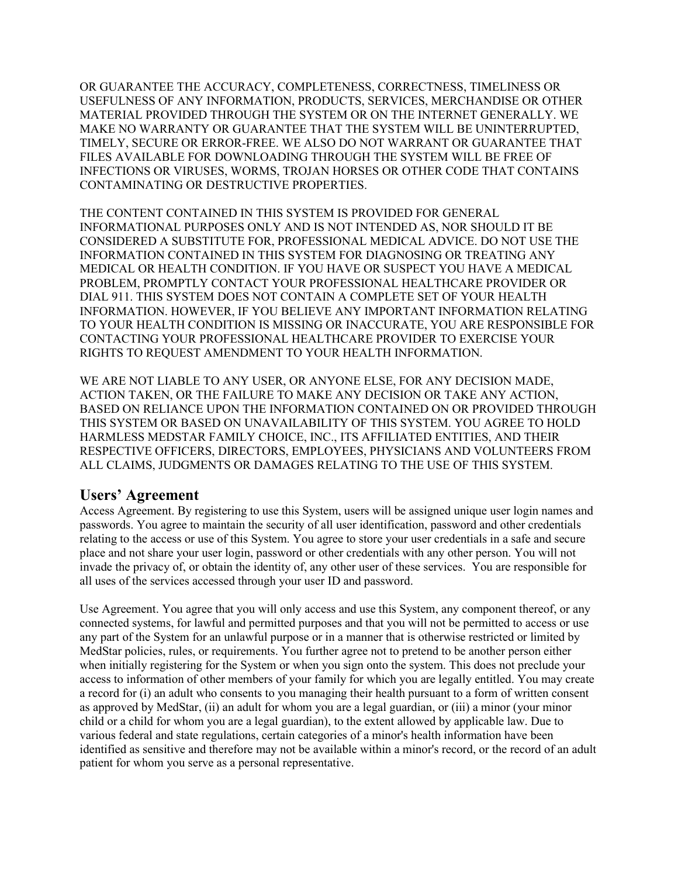OR GUARANTEE THE ACCURACY, COMPLETENESS, CORRECTNESS, TIMELINESS OR USEFULNESS OF ANY INFORMATION, PRODUCTS, SERVICES, MERCHANDISE OR OTHER MATERIAL PROVIDED THROUGH THE SYSTEM OR ON THE INTERNET GENERALLY. WE MAKE NO WARRANTY OR GUARANTEE THAT THE SYSTEM WILL BE UNINTERRUPTED, TIMELY, SECURE OR ERROR-FREE. WE ALSO DO NOT WARRANT OR GUARANTEE THAT FILES AVAILABLE FOR DOWNLOADING THROUGH THE SYSTEM WILL BE FREE OF INFECTIONS OR VIRUSES, WORMS, TROJAN HORSES OR OTHER CODE THAT CONTAINS CONTAMINATING OR DESTRUCTIVE PROPERTIES.

THE CONTENT CONTAINED IN THIS SYSTEM IS PROVIDED FOR GENERAL INFORMATIONAL PURPOSES ONLY AND IS NOT INTENDED AS, NOR SHOULD IT BE CONSIDERED A SUBSTITUTE FOR, PROFESSIONAL MEDICAL ADVICE. DO NOT USE THE INFORMATION CONTAINED IN THIS SYSTEM FOR DIAGNOSING OR TREATING ANY MEDICAL OR HEALTH CONDITION. IF YOU HAVE OR SUSPECT YOU HAVE A MEDICAL PROBLEM, PROMPTLY CONTACT YOUR PROFESSIONAL HEALTHCARE PROVIDER OR DIAL 911. THIS SYSTEM DOES NOT CONTAIN A COMPLETE SET OF YOUR HEALTH INFORMATION. HOWEVER, IF YOU BELIEVE ANY IMPORTANT INFORMATION RELATING TO YOUR HEALTH CONDITION IS MISSING OR INACCURATE, YOU ARE RESPONSIBLE FOR CONTACTING YOUR PROFESSIONAL HEALTHCARE PROVIDER TO EXERCISE YOUR RIGHTS TO REQUEST AMENDMENT TO YOUR HEALTH INFORMATION.

WE ARE NOT LIABLE TO ANY USER, OR ANYONE ELSE, FOR ANY DECISION MADE, ACTION TAKEN, OR THE FAILURE TO MAKE ANY DECISION OR TAKE ANY ACTION, BASED ON RELIANCE UPON THE INFORMATION CONTAINED ON OR PROVIDED THROUGH THIS SYSTEM OR BASED ON UNAVAILABILITY OF THIS SYSTEM. YOU AGREE TO HOLD HARMLESS MEDSTAR FAMILY CHOICE, INC., ITS AFFILIATED ENTITIES, AND THEIR RESPECTIVE OFFICERS, DIRECTORS, EMPLOYEES, PHYSICIANS AND VOLUNTEERS FROM ALL CLAIMS, JUDGMENTS OR DAMAGES RELATING TO THE USE OF THIS SYSTEM.

## Users' Agreement

Access Agreement. By registering to use this System, users will be assigned unique user login names and passwords. You agree to maintain the security of all user identification, password and other credentials relating to the access or use of this System. You agree to store your user credentials in a safe and secure place and not share your user login, password or other credentials with any other person. You will not invade the privacy of, or obtain the identity of, any other user of these services. You are responsible for all uses of the services accessed through your user ID and password.

Use Agreement. You agree that you will only access and use this System, any component thereof, or any connected systems, for lawful and permitted purposes and that you will not be permitted to access or use any part of the System for an unlawful purpose or in a manner that is otherwise restricted or limited by MedStar policies, rules, or requirements. You further agree not to pretend to be another person either when initially registering for the System or when you sign onto the system. This does not preclude your access to information of other members of your family for which you are legally entitled. You may create a record for (i) an adult who consents to you managing their health pursuant to a form of written consent as approved by MedStar, (ii) an adult for whom you are a legal guardian, or (iii) a minor (your minor child or a child for whom you are a legal guardian), to the extent allowed by applicable law. Due to various federal and state regulations, certain categories of a minor's health information have been identified as sensitive and therefore may not be available within a minor's record, or the record of an adult patient for whom you serve as a personal representative.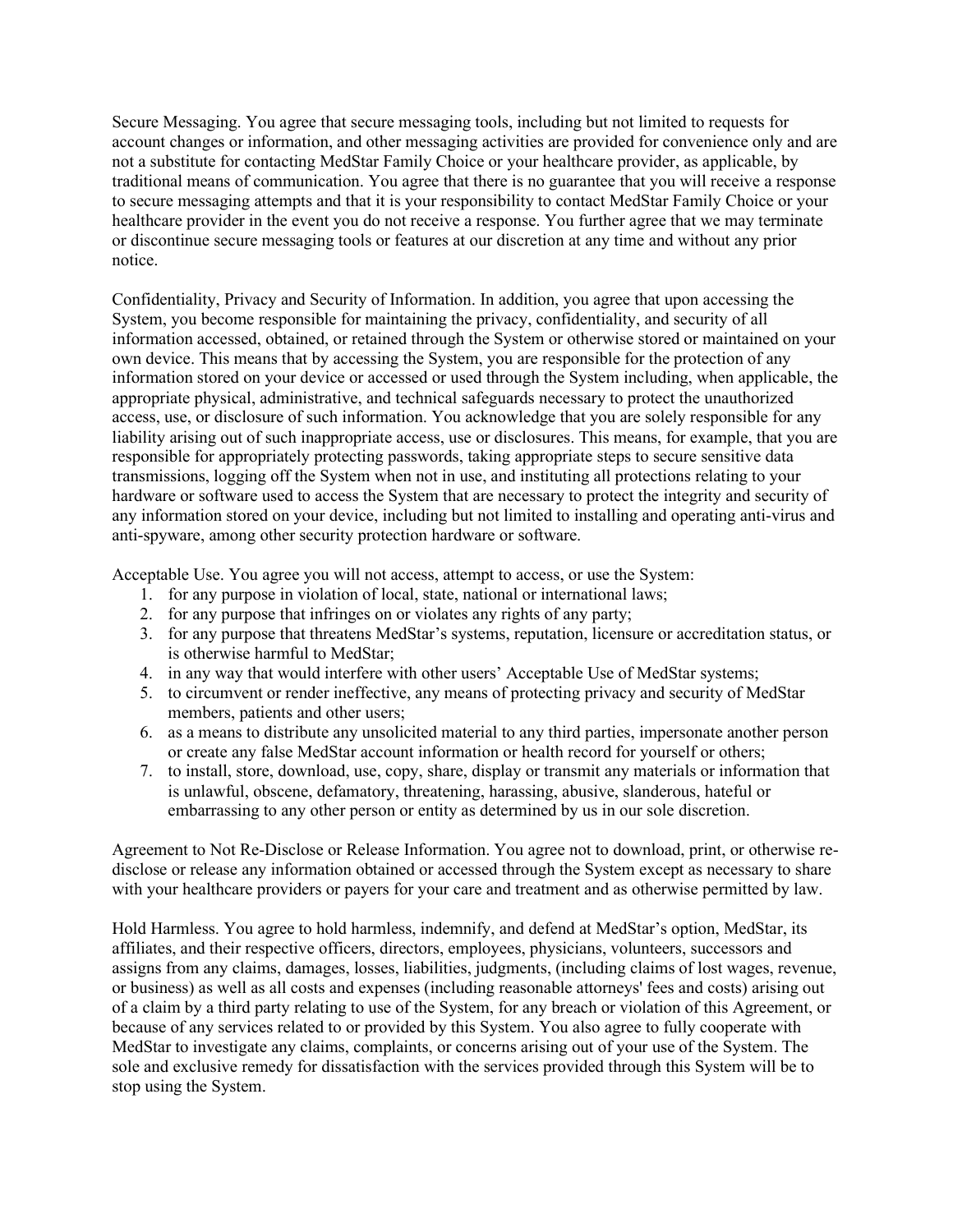Secure Messaging. You agree that secure messaging tools, including but not limited to requests for account changes or information, and other messaging activities are provided for convenience only and are not a substitute for contacting MedStar Family Choice or your healthcare provider, as applicable, by traditional means of communication. You agree that there is no guarantee that you will receive a response to secure messaging attempts and that it is your responsibility to contact MedStar Family Choice or your healthcare provider in the event you do not receive a response. You further agree that we may terminate or discontinue secure messaging tools or features at our discretion at any time and without any prior notice.

Confidentiality, Privacy and Security of Information. In addition, you agree that upon accessing the System, you become responsible for maintaining the privacy, confidentiality, and security of all information accessed, obtained, or retained through the System or otherwise stored or maintained on your own device. This means that by accessing the System, you are responsible for the protection of any information stored on your device or accessed or used through the System including, when applicable, the appropriate physical, administrative, and technical safeguards necessary to protect the unauthorized access, use, or disclosure of such information. You acknowledge that you are solely responsible for any liability arising out of such inappropriate access, use or disclosures. This means, for example, that you are responsible for appropriately protecting passwords, taking appropriate steps to secure sensitive data transmissions, logging off the System when not in use, and instituting all protections relating to your hardware or software used to access the System that are necessary to protect the integrity and security of any information stored on your device, including but not limited to installing and operating anti-virus and anti-spyware, among other security protection hardware or software.

Acceptable Use. You agree you will not access, attempt to access, or use the System:

1. for any purpose in violation of local, state, national or international laws;
2. for any purpose that infringes on or violates any rights of any party;
3. for any purpose that threatens MedStar's systems, reputation, licensure or accreditation status, or is otherwise harmful to MedStar;
4. in any way that would interfere with other users' Acceptable Use of MedStar systems;
5. to circumvent or render ineffective, any means of protecting privacy and security of MedStar members, patients and other users;
6. as a means to distribute any unsolicited material to any third parties, impersonate another person or create any false MedStar account information or health record for yourself or others;
7. to install, store, download, use, copy, share, display or transmit any materials or information that is unlawful, obscene, defamatory, threatening, harassing, abusive, slanderous, hateful or embarrassing to any other person or entity as determined by us in our sole discretion.

Agreement to Not Re-Disclose or Release Information. You agree not to download, print, or otherwise re-disclose or release any information obtained or accessed through the System except as necessary to share with your healthcare providers or payers for your care and treatment and as otherwise permitted by law.

Hold Harmless. You agree to hold harmless, indemnify, and defend at MedStar's option, MedStar, its affiliates, and their respective officers, directors, employees, physicians, volunteers, successors and assigns from any claims, damages, losses, liabilities, judgments, (including claims of lost wages, revenue, or business) as well as all costs and expenses (including reasonable attorneys' fees and costs) arising out of a claim by a third party relating to use of the System, for any breach or violation of this Agreement, or because of any services related to or provided by this System. You also agree to fully cooperate with MedStar to investigate any claims, complaints, or concerns arising out of your use of the System. The sole and exclusive remedy for dissatisfaction with the services provided through this System will be to stop using the System.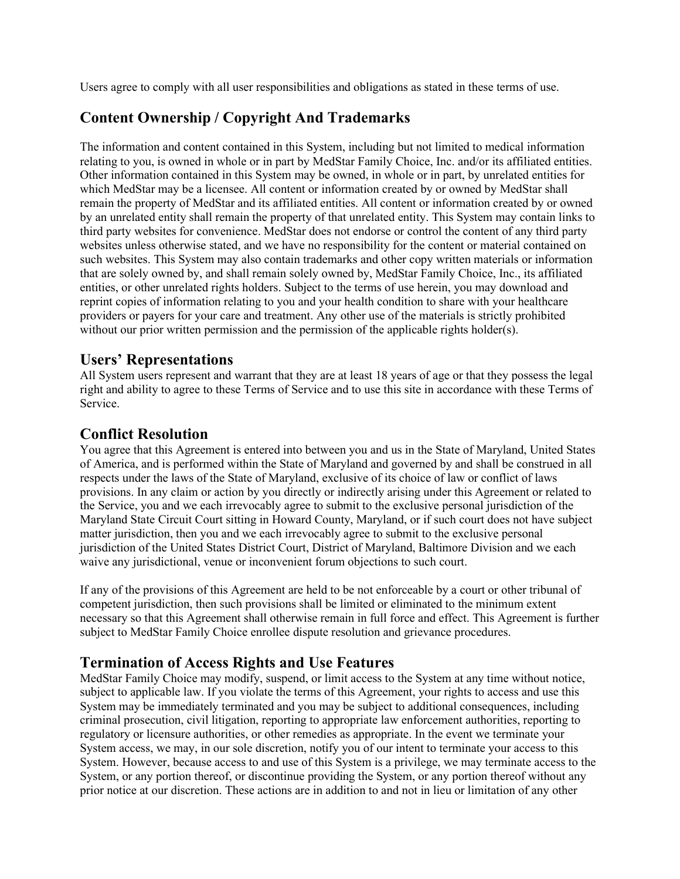Users agree to comply with all user responsibilities and obligations as stated in these terms of use.

## Content Ownership / Copyright And Trademarks

The information and content contained in this System, including but not limited to medical information relating to you, is owned in whole or in part by MedStar Family Choice, Inc. and/or its affiliated entities. Other information contained in this System may be owned, in whole or in part, by unrelated entities for which MedStar may be a licensee. All content or information created by or owned by MedStar shall remain the property of MedStar and its affiliated entities. All content or information created by or owned by an unrelated entity shall remain the property of that unrelated entity. This System may contain links to third party websites for convenience. MedStar does not endorse or control the content of any third party websites unless otherwise stated, and we have no responsibility for the content or material contained on such websites. This System may also contain trademarks and other copy written materials or information that are solely owned by, and shall remain solely owned by, MedStar Family Choice, Inc., its affiliated entities, or other unrelated rights holders. Subject to the terms of use herein, you may download and reprint copies of information relating to you and your health condition to share with your healthcare providers or payers for your care and treatment. Any other use of the materials is strictly prohibited without our prior written permission and the permission of the applicable rights holder(s).

## Users' Representations

All System users represent and warrant that they are at least 18 years of age or that they possess the legal right and ability to agree to these Terms of Service and to use this site in accordance with these Terms of Service.

## Conflict Resolution

You agree that this Agreement is entered into between you and us in the State of Maryland, United States of America, and is performed within the State of Maryland and governed by and shall be construed in all respects under the laws of the State of Maryland, exclusive of its choice of law or conflict of laws provisions. In any claim or action by you directly or indirectly arising under this Agreement or related to the Service, you and we each irrevocably agree to submit to the exclusive personal jurisdiction of the Maryland State Circuit Court sitting in Howard County, Maryland, or if such court does not have subject matter jurisdiction, then you and we each irrevocably agree to submit to the exclusive personal jurisdiction of the United States District Court, District of Maryland, Baltimore Division and we each waive any jurisdictional, venue or inconvenient forum objections to such court.

If any of the provisions of this Agreement are held to be not enforceable by a court or other tribunal of competent jurisdiction, then such provisions shall be limited or eliminated to the minimum extent necessary so that this Agreement shall otherwise remain in full force and effect. This Agreement is further subject to MedStar Family Choice enrollee dispute resolution and grievance procedures.

## Termination of Access Rights and Use Features

MedStar Family Choice may modify, suspend, or limit access to the System at any time without notice, subject to applicable law. If you violate the terms of this Agreement, your rights to access and use this System may be immediately terminated and you may be subject to additional consequences, including criminal prosecution, civil litigation, reporting to appropriate law enforcement authorities, reporting to regulatory or licensure authorities, or other remedies as appropriate. In the event we terminate your System access, we may, in our sole discretion, notify you of our intent to terminate your access to this System. However, because access to and use of this System is a privilege, we may terminate access to the System, or any portion thereof, or discontinue providing the System, or any portion thereof without any prior notice at our discretion. These actions are in addition to and not in lieu or limitation of any other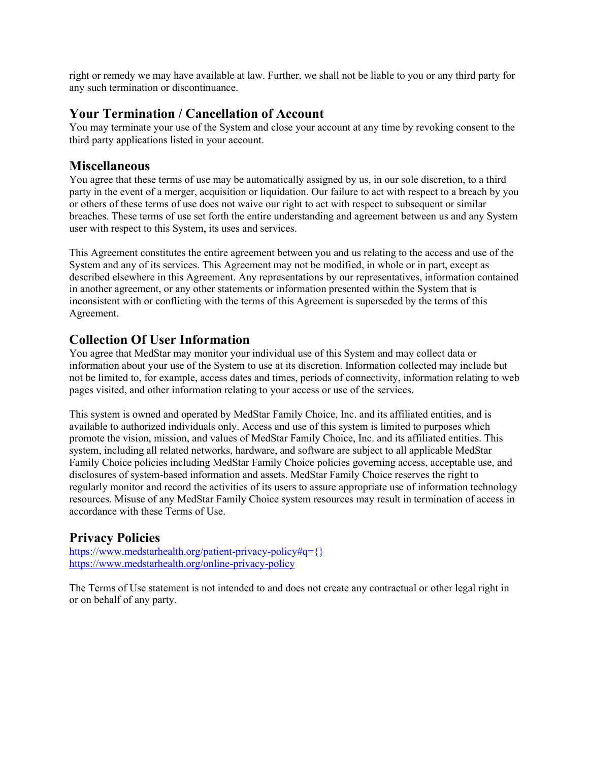right or remedy we may have available at law. Further, we shall not be liable to you or any third party for any such termination or discontinuance.

## Your Termination / Cancellation of Account

You may terminate your use of the System and close your account at any time by revoking consent to the third party applications listed in your account.

## Miscellaneous

You agree that these terms of use may be automatically assigned by us, in our sole discretion, to a third party in the event of a merger, acquisition or liquidation. Our failure to act with respect to a breach by you or others of these terms of use does not waive our right to act with respect to subsequent or similar breaches. These terms of use set forth the entire understanding and agreement between us and any System user with respect to this System, its uses and services.

This Agreement constitutes the entire agreement between you and us relating to the access and use of the System and any of its services. This Agreement may not be modified, in whole or in part, except as described elsewhere in this Agreement. Any representations by our representatives, information contained in another agreement, or any other statements or information presented within the System that is inconsistent with or conflicting with the terms of this Agreement is superseded by the terms of this Agreement.

## Collection Of User Information

You agree that MedStar may monitor your individual use of this System and may collect data or information about your use of the System to use at its discretion. Information collected may include but not be limited to, for example, access dates and times, periods of connectivity, information relating to web pages visited, and other information relating to your access or use of the services.

This system is owned and operated by MedStar Family Choice, Inc. and its affiliated entities, and is available to authorized individuals only. Access and use of this system is limited to purposes which promote the vision, mission, and values of MedStar Family Choice, Inc. and its affiliated entities. This system, including all related networks, hardware, and software are subject to all applicable MedStar Family Choice policies including MedStar Family Choice policies governing access, acceptable use, and disclosures of system-based information and assets. MedStar Family Choice reserves the right to regularly monitor and record the activities of its users to assure appropriate use of information technology resources. Misuse of any MedStar Family Choice system resources may result in termination of access in accordance with these Terms of Use.

## Privacy Policies

https://www.medstarhealth.org/patient-privacy-policy#q={}
https://www.medstarhealth.org/online-privacy-policy

The Terms of Use statement is not intended to and does not create any contractual or other legal right in or on behalf of any party.